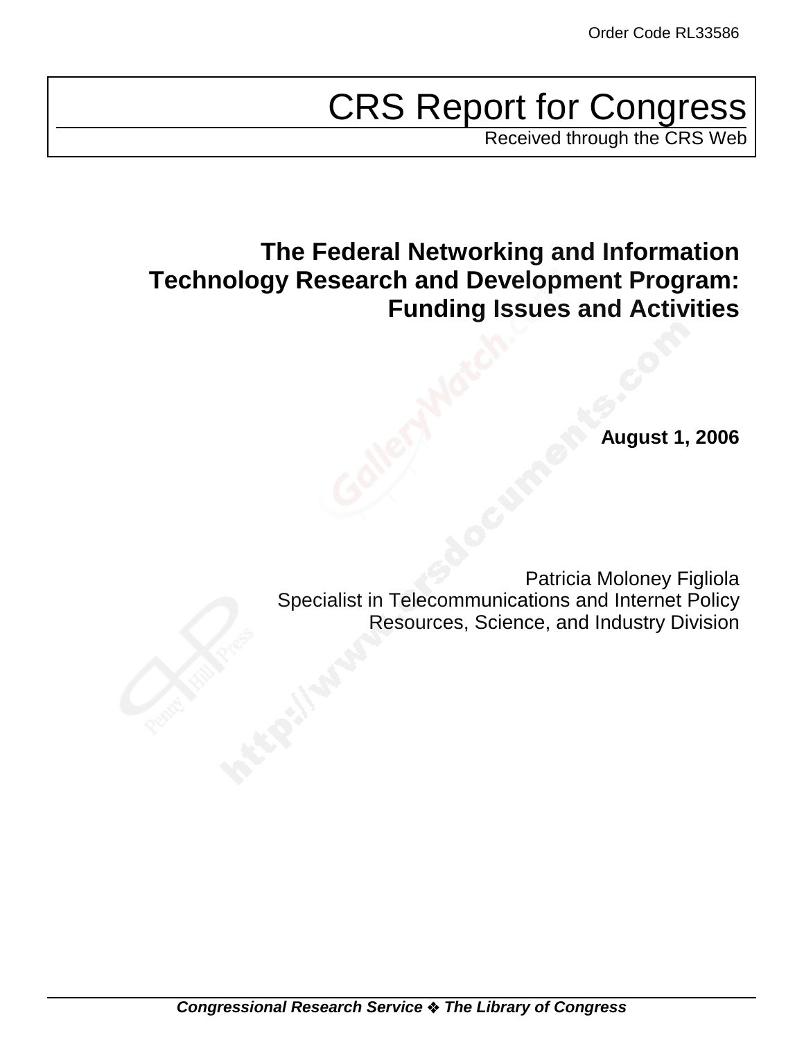Order Code RL33586

# CRS Report for Congress

Received through the CRS Web

## The Federal Networking and Information Technology Research and Development Program: Funding Issues and Activities

**August 1, 2006**

Patricia Moloney Figliola
Specialist in Telecommunications and Internet Policy
Resources, Science, and Industry Division

***Congressional Research Service ❖ The Library of Congress***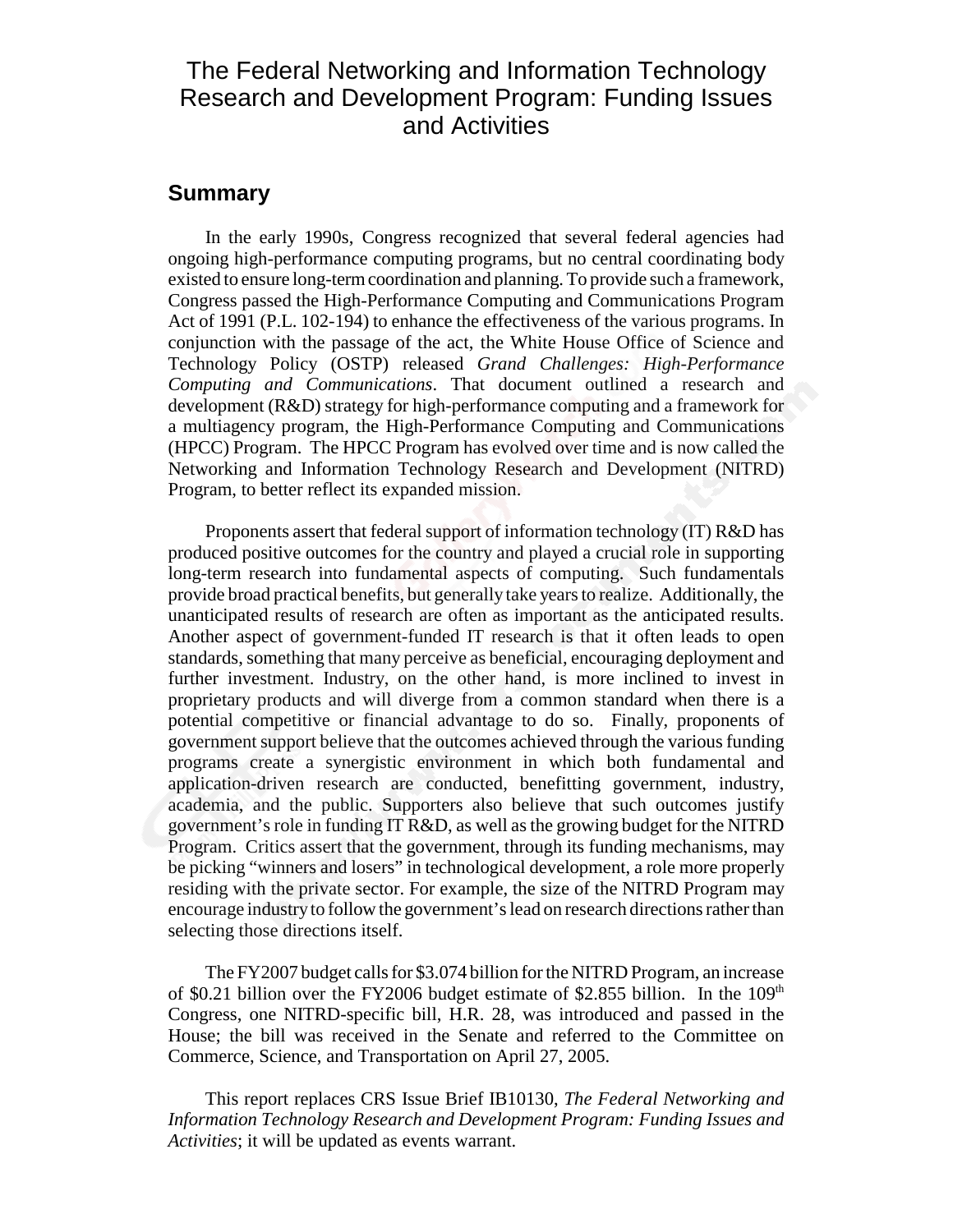# The Federal Networking and Information Technology Research and Development Program: Funding Issues and Activities

## Summary

In the early 1990s, Congress recognized that several federal agencies had ongoing high-performance computing programs, but no central coordinating body existed to ensure long-term coordination and planning. To provide such a framework, Congress passed the High-Performance Computing and Communications Program Act of 1991 (P.L. 102-194) to enhance the effectiveness of the various programs. In conjunction with the passage of the act, the White House Office of Science and Technology Policy (OSTP) released *Grand Challenges: High-Performance Computing and Communications*. That document outlined a research and development (R&D) strategy for high-performance computing and a framework for a multiagency program, the High-Performance Computing and Communications (HPCC) Program. The HPCC Program has evolved over time and is now called the Networking and Information Technology Research and Development (NITRD) Program, to better reflect its expanded mission.

Proponents assert that federal support of information technology (IT) R&D has produced positive outcomes for the country and played a crucial role in supporting long-term research into fundamental aspects of computing. Such fundamentals provide broad practical benefits, but generally take years to realize. Additionally, the unanticipated results of research are often as important as the anticipated results. Another aspect of government-funded IT research is that it often leads to open standards, something that many perceive as beneficial, encouraging deployment and further investment. Industry, on the other hand, is more inclined to invest in proprietary products and will diverge from a common standard when there is a potential competitive or financial advantage to do so. Finally, proponents of government support believe that the outcomes achieved through the various funding programs create a synergistic environment in which both fundamental and application-driven research are conducted, benefitting government, industry, academia, and the public. Supporters also believe that such outcomes justify government's role in funding IT R&D, as well as the growing budget for the NITRD Program. Critics assert that the government, through its funding mechanisms, may be picking "winners and losers" in technological development, a role more properly residing with the private sector. For example, the size of the NITRD Program may encourage industry to follow the government's lead on research directions rather than selecting those directions itself.

The FY2007 budget calls for $3.074 billion for the NITRD Program, an increase of $0.21 billion over the FY2006 budget estimate of $2.855 billion. In the 109th Congress, one NITRD-specific bill, H.R. 28, was introduced and passed in the House; the bill was received in the Senate and referred to the Committee on Commerce, Science, and Transportation on April 27, 2005.

This report replaces CRS Issue Brief IB10130, *The Federal Networking and Information Technology Research and Development Program: Funding Issues and Activities*; it will be updated as events warrant.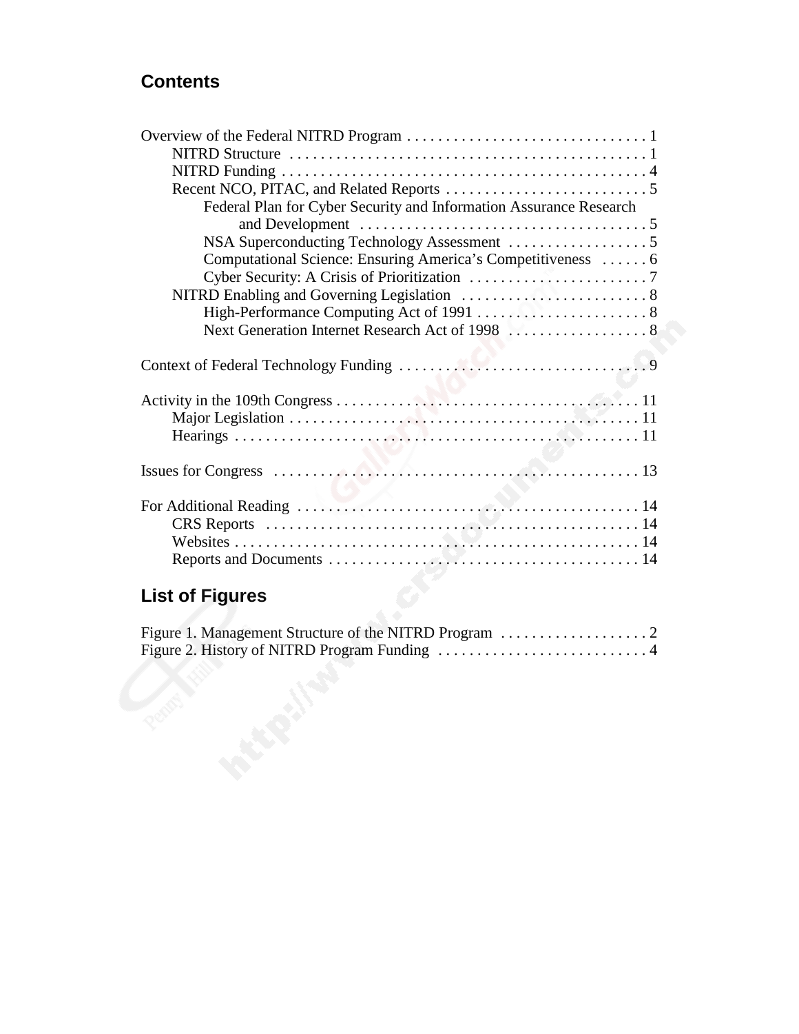## Contents

Overview of the Federal NITRD Program . . . . . . . . . . . . . . . . . . . . . . . . . . . . . . . 1
- NITRD Structure . . . . . . . . . . . . . . . . . . . . . . . . . . . . . . . . . . . . . . . . . . . . . . 1
- NITRD Funding . . . . . . . . . . . . . . . . . . . . . . . . . . . . . . . . . . . . . . . . . . . . . . . 4
- Recent NCO, PITAC, and Related Reports . . . . . . . . . . . . . . . . . . . . . . . . . . . 5
  - Federal Plan for Cyber Security and Information Assurance Research and Development . . . . . . . . . . . . . . . . . . . . . . . . . . . . . . . . . . . . . 5
  - NSA Superconducting Technology Assessment . . . . . . . . . . . . . . . . . . 5
  - Computational Science: Ensuring America's Competitiveness . . . . . . 6
  - Cyber Security: A Crisis of Prioritization . . . . . . . . . . . . . . . . . . . . . . . 7
- NITRD Enabling and Governing Legislation . . . . . . . . . . . . . . . . . . . . . . . . . 8
  - High-Performance Computing Act of 1991 . . . . . . . . . . . . . . . . . . . . . . 8
  - Next Generation Internet Research Act of 1998 . . . . . . . . . . . . . . . . . . 8

Context of Federal Technology Funding . . . . . . . . . . . . . . . . . . . . . . . . . . . . . . . . 9

Activity in the 109th Congress . . . . . . . . . . . . . . . . . . . . . . . . . . . . . . . . . . . . . . . . 11
- Major Legislation . . . . . . . . . . . . . . . . . . . . . . . . . . . . . . . . . . . . . . . . . . . . . 11
- Hearings . . . . . . . . . . . . . . . . . . . . . . . . . . . . . . . . . . . . . . . . . . . . . . . . . . . 11

Issues for Congress . . . . . . . . . . . . . . . . . . . . . . . . . . . . . . . . . . . . . . . . . . . . . . . 13

For Additional Reading . . . . . . . . . . . . . . . . . . . . . . . . . . . . . . . . . . . . . . . . . . . . 14
- CRS Reports . . . . . . . . . . . . . . . . . . . . . . . . . . . . . . . . . . . . . . . . . . . . . . . . 14
- Websites . . . . . . . . . . . . . . . . . . . . . . . . . . . . . . . . . . . . . . . . . . . . . . . . . . . 14
- Reports and Documents . . . . . . . . . . . . . . . . . . . . . . . . . . . . . . . . . . . . . . . . 14

## List of Figures

Figure 1. Management Structure of the NITRD Program . . . . . . . . . . . . . . . . . . . 2
Figure 2. History of NITRD Program Funding . . . . . . . . . . . . . . . . . . . . . . . . . . . 4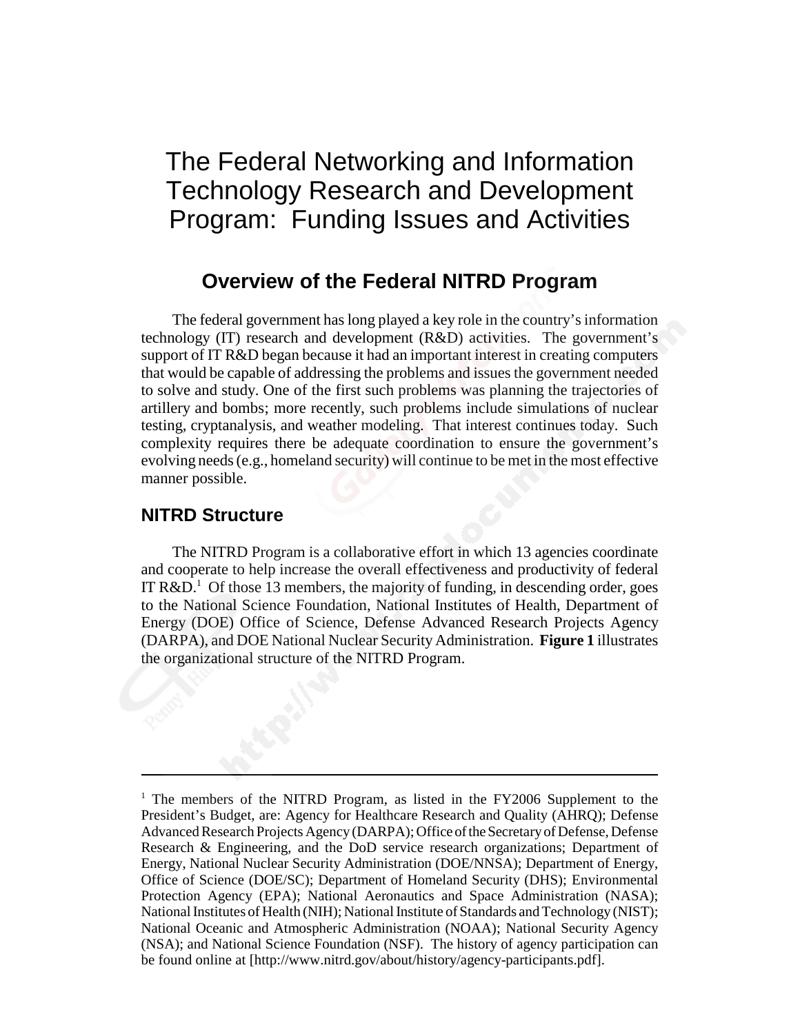# The Federal Networking and Information Technology Research and Development Program: Funding Issues and Activities

## Overview of the Federal NITRD Program

The federal government has long played a key role in the country's information technology (IT) research and development (R&D) activities. The government's support of IT R&D began because it had an important interest in creating computers that would be capable of addressing the problems and issues the government needed to solve and study. One of the first such problems was planning the trajectories of artillery and bombs; more recently, such problems include simulations of nuclear testing, cryptanalysis, and weather modeling. That interest continues today. Such complexity requires there be adequate coordination to ensure the government's evolving needs (e.g., homeland security) will continue to be met in the most effective manner possible.

### NITRD Structure

The NITRD Program is a collaborative effort in which 13 agencies coordinate and cooperate to help increase the overall effectiveness and productivity of federal IT R&D.[1] Of those 13 members, the majority of funding, in descending order, goes to the National Science Foundation, National Institutes of Health, Department of Energy (DOE) Office of Science, Defense Advanced Research Projects Agency (DARPA), and DOE National Nuclear Security Administration. **Figure 1** illustrates the organizational structure of the NITRD Program.

---

[1] The members of the NITRD Program, as listed in the FY2006 Supplement to the President's Budget, are: Agency for Healthcare Research and Quality (AHRQ); Defense Advanced Research Projects Agency (DARPA); Office of the Secretary of Defense, Defense Research & Engineering, and the DoD service research organizations; Department of Energy, National Nuclear Security Administration (DOE/NNSA); Department of Energy, Office of Science (DOE/SC); Department of Homeland Security (DHS); Environmental Protection Agency (EPA); National Aeronautics and Space Administration (NASA); National Institutes of Health (NIH); National Institute of Standards and Technology (NIST); National Oceanic and Atmospheric Administration (NOAA); National Security Agency (NSA); and National Science Foundation (NSF). The history of agency participation can be found online at [http://www.nitrd.gov/about/history/agency-participants.pdf].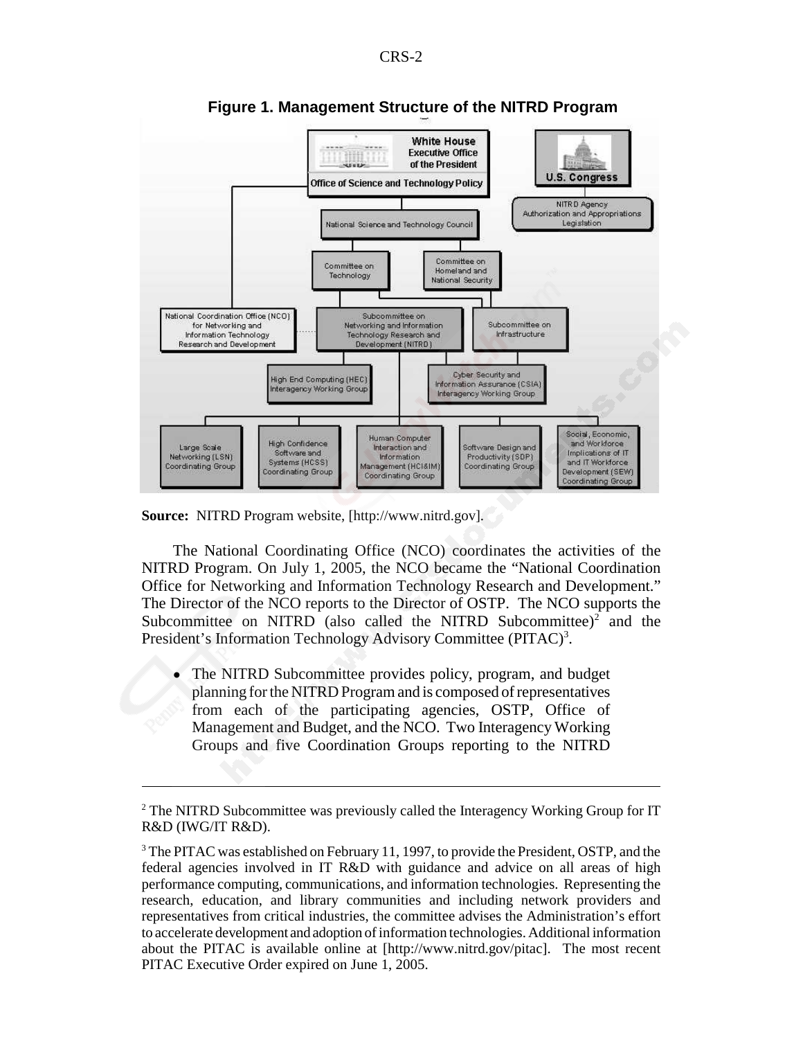**Figure 1. Management Structure of the NITRD Program**

**Source:** NITRD Program website, [http://www.nitrd.gov].

The National Coordinating Office (NCO) coordinates the activities of the NITRD Program. On July 1, 2005, the NCO became the "National Coordination Office for Networking and Information Technology Research and Development." The Director of the NCO reports to the Director of OSTP. The NCO supports the Subcommittee on NITRD (also called the NITRD Subcommittee)[2] and the President's Information Technology Advisory Committee (PITAC)[3].

- The NITRD Subcommittee provides policy, program, and budget planning for the NITRD Program and is composed of representatives from each of the participating agencies, OSTP, Office of Management and Budget, and the NCO. Two Interagency Working Groups and five Coordination Groups reporting to the NITRD

---

[2] The NITRD Subcommittee was previously called the Interagency Working Group for IT R&D (IWG/IT R&D).

[3] The PITAC was established on February 11, 1997, to provide the President, OSTP, and the federal agencies involved in IT R&D with guidance and advice on all areas of high performance computing, communications, and information technologies. Representing the research, education, and library communities and including network providers and representatives from critical industries, the committee advises the Administration's effort to accelerate development and adoption of information technologies. Additional information about the PITAC is available online at [http://www.nitrd.gov/pitac]. The most recent PITAC Executive Order expired on June 1, 2005.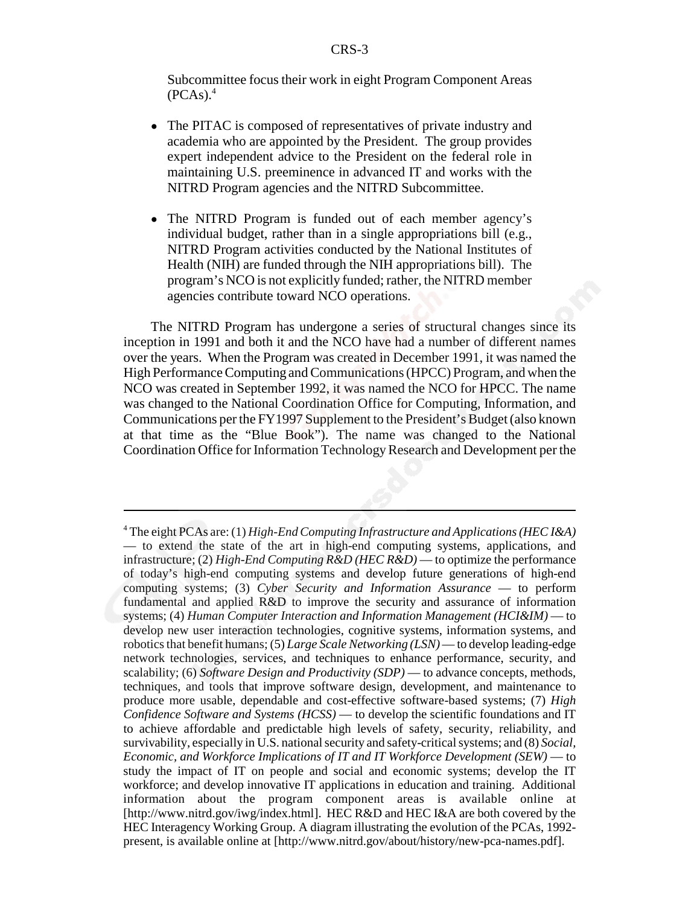Subcommittee focus their work in eight Program Component Areas (PCAs).[4]

- The PITAC is composed of representatives of private industry and academia who are appointed by the President. The group provides expert independent advice to the President on the federal role in maintaining U.S. preeminence in advanced IT and works with the NITRD Program agencies and the NITRD Subcommittee.

- The NITRD Program is funded out of each member agency's individual budget, rather than in a single appropriations bill (e.g., NITRD Program activities conducted by the National Institutes of Health (NIH) are funded through the NIH appropriations bill). The program's NCO is not explicitly funded; rather, the NITRD member agencies contribute toward NCO operations.

The NITRD Program has undergone a series of structural changes since its inception in 1991 and both it and the NCO have had a number of different names over the years. When the Program was created in December 1991, it was named the High Performance Computing and Communications (HPCC) Program, and when the NCO was created in September 1992, it was named the NCO for HPCC. The name was changed to the National Coordination Office for Computing, Information, and Communications per the FY1997 Supplement to the President's Budget (also known at that time as the "Blue Book"). The name was changed to the National Coordination Office for Information Technology Research and Development per the

---

[4] The eight PCAs are: (1) *High-End Computing Infrastructure and Applications (HEC I&A)* — to extend the state of the art in high-end computing systems, applications, and infrastructure; (2) *High-End Computing R&D (HEC R&D)* — to optimize the performance of today's high-end computing systems and develop future generations of high-end computing systems; (3) *Cyber Security and Information Assurance* — to perform fundamental and applied R&D to improve the security and assurance of information systems; (4) *Human Computer Interaction and Information Management (HCI&IM)* — to develop new user interaction technologies, cognitive systems, information systems, and robotics that benefit humans; (5) *Large Scale Networking (LSN)* — to develop leading-edge network technologies, services, and techniques to enhance performance, security, and scalability; (6) *Software Design and Productivity (SDP)* — to advance concepts, methods, techniques, and tools that improve software design, development, and maintenance to produce more usable, dependable and cost-effective software-based systems; (7) *High Confidence Software and Systems (HCSS)* — to develop the scientific foundations and IT to achieve affordable and predictable high levels of safety, security, reliability, and survivability, especially in U.S. national security and safety-critical systems; and (8) *Social, Economic, and Workforce Implications of IT and IT Workforce Development (SEW)* — to study the impact of IT on people and social and economic systems; develop the IT workforce; and develop innovative IT applications in education and training. Additional information about the program component areas is available online at [http://www.nitrd.gov/iwg/index.html]. HEC R&D and HEC I&A are both covered by the HEC Interagency Working Group. A diagram illustrating the evolution of the PCAs, 1992-present, is available online at [http://www.nitrd.gov/about/history/new-pca-names.pdf].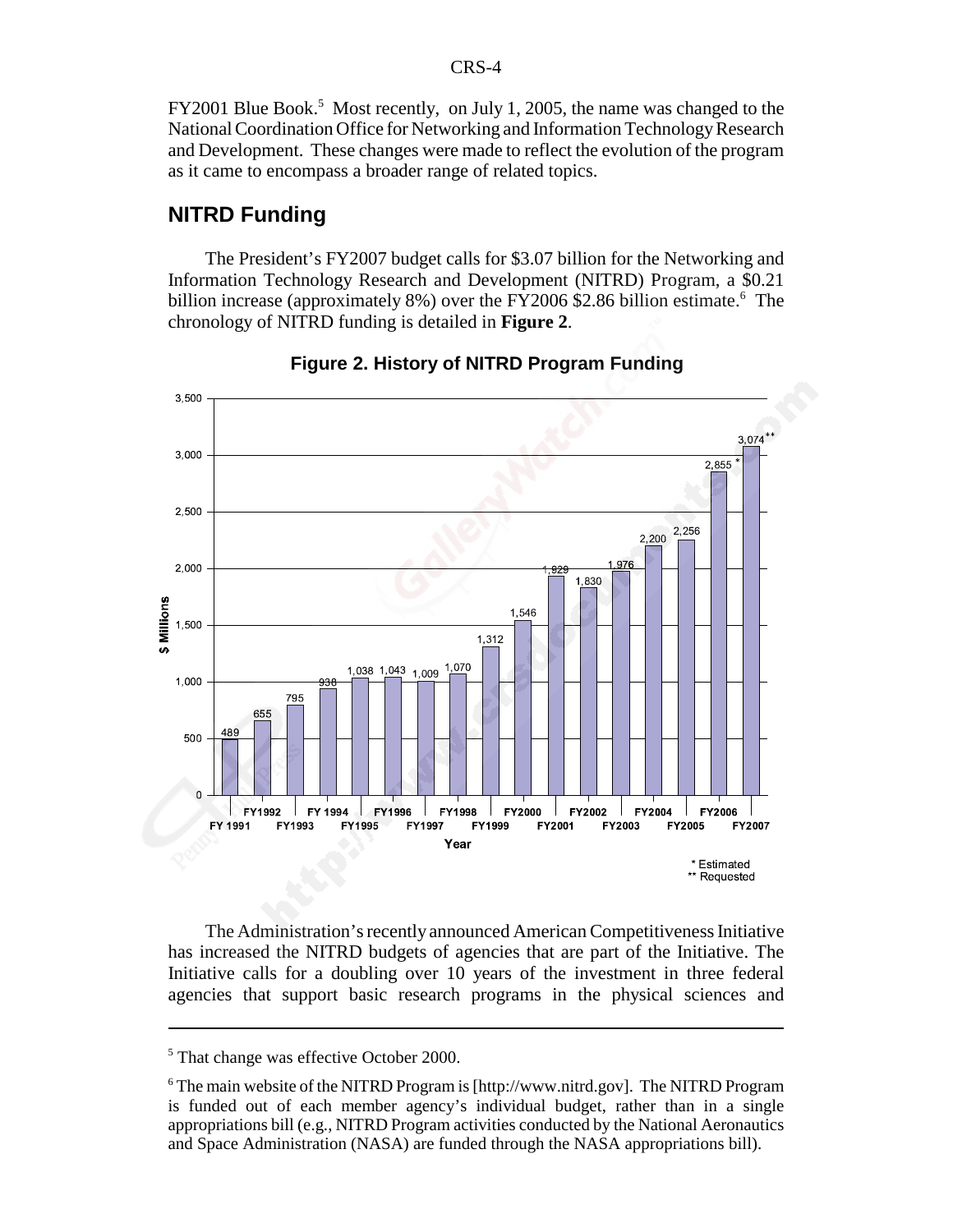FY2001 Blue Book.[5] Most recently, on July 1, 2005, the name was changed to the National Coordination Office for Networking and Information Technology Research and Development. These changes were made to reflect the evolution of the program as it came to encompass a broader range of related topics.

## NITRD Funding

The President's FY2007 budget calls for $3.07 billion for the Networking and Information Technology Research and Development (NITRD) Program, a $0.21 billion increase (approximately 8%) over the FY2006 $2.86 billion estimate.[6] The chronology of NITRD funding is detailed in **Figure 2**.

**Figure 2. History of NITRD Program Funding**

| Year | $ Millions |
|---|---|
| FY 1991 | 489 |
| FY1992 | 655 |
| FY1993 | 795 |
| FY 1994 | 938 |
| FY1995 | 1,038 |
| FY1996 | 1,043 |
| FY1997 | 1,009 |
| FY1998 | 1,070 |
| FY1999 | 1,312 |
| FY2000 | 1,546 |
| FY2001 | 1,929 |
| FY2002 | 1,830 |
| FY2003 | 1,976 |
| FY2004 | 2,200 |
| FY2005 | 2,256 |
| FY2006 | 2,855 * |
| FY2007 | 3,074 ** |

\* Estimated
\*\* Requested

The Administration's recently announced American Competitiveness Initiative has increased the NITRD budgets of agencies that are part of the Initiative. The Initiative calls for a doubling over 10 years of the investment in three federal agencies that support basic research programs in the physical sciences and

---

[5] That change was effective October 2000.

[6] The main website of the NITRD Program is [http://www.nitrd.gov]. The NITRD Program is funded out of each member agency's individual budget, rather than in a single appropriations bill (e.g., NITRD Program activities conducted by the National Aeronautics and Space Administration (NASA) are funded through the NASA appropriations bill).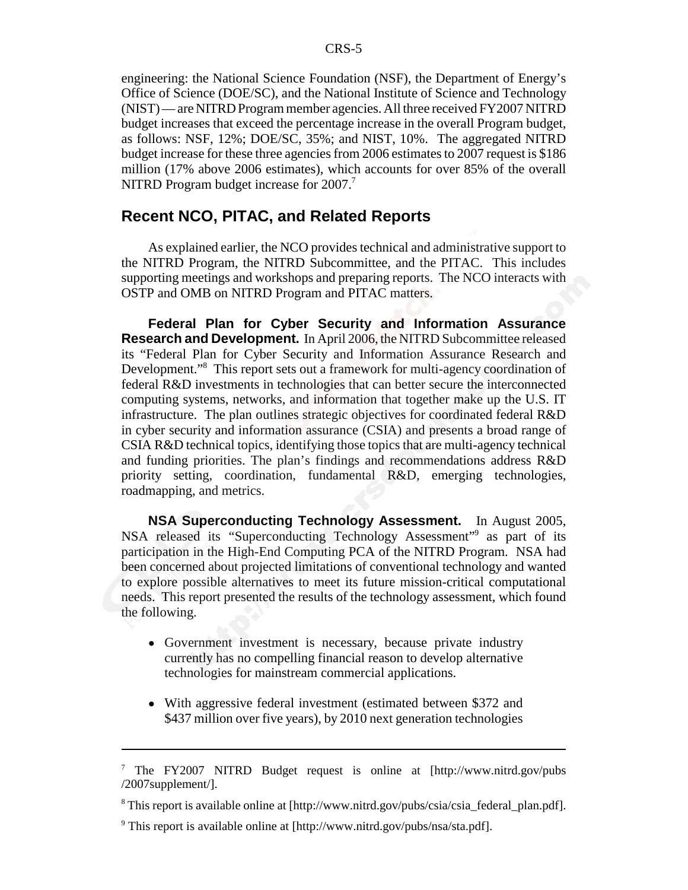engineering: the National Science Foundation (NSF), the Department of Energy's Office of Science (DOE/SC), and the National Institute of Science and Technology (NIST) — are NITRD Program member agencies. All three received FY2007 NITRD budget increases that exceed the percentage increase in the overall Program budget, as follows: NSF, 12%; DOE/SC, 35%; and NIST, 10%. The aggregated NITRD budget increase for these three agencies from 2006 estimates to 2007 request is $186 million (17% above 2006 estimates), which accounts for over 85% of the overall NITRD Program budget increase for 2007.[7]

## Recent NCO, PITAC, and Related Reports

As explained earlier, the NCO provides technical and administrative support to the NITRD Program, the NITRD Subcommittee, and the PITAC. This includes supporting meetings and workshops and preparing reports. The NCO interacts with OSTP and OMB on NITRD Program and PITAC matters.

**Federal Plan for Cyber Security and Information Assurance Research and Development.** In April 2006, the NITRD Subcommittee released its "Federal Plan for Cyber Security and Information Assurance Research and Development."[8] This report sets out a framework for multi-agency coordination of federal R&D investments in technologies that can better secure the interconnected computing systems, networks, and information that together make up the U.S. IT infrastructure. The plan outlines strategic objectives for coordinated federal R&D in cyber security and information assurance (CSIA) and presents a broad range of CSIA R&D technical topics, identifying those topics that are multi-agency technical and funding priorities. The plan's findings and recommendations address R&D priority setting, coordination, fundamental R&D, emerging technologies, roadmapping, and metrics.

**NSA Superconducting Technology Assessment.** In August 2005, NSA released its "Superconducting Technology Assessment"[9] as part of its participation in the High-End Computing PCA of the NITRD Program. NSA had been concerned about projected limitations of conventional technology and wanted to explore possible alternatives to meet its future mission-critical computational needs. This report presented the results of the technology assessment, which found the following.

- Government investment is necessary, because private industry currently has no compelling financial reason to develop alternative technologies for mainstream commercial applications.
- With aggressive federal investment (estimated between $372 and $437 million over five years), by 2010 next generation technologies

---

[7] The FY2007 NITRD Budget request is online at [http://www.nitrd.gov/pubs/2007supplement/].

[8] This report is available online at [http://www.nitrd.gov/pubs/csia/csia_federal_plan.pdf].

[9] This report is available online at [http://www.nitrd.gov/pubs/nsa/sta.pdf].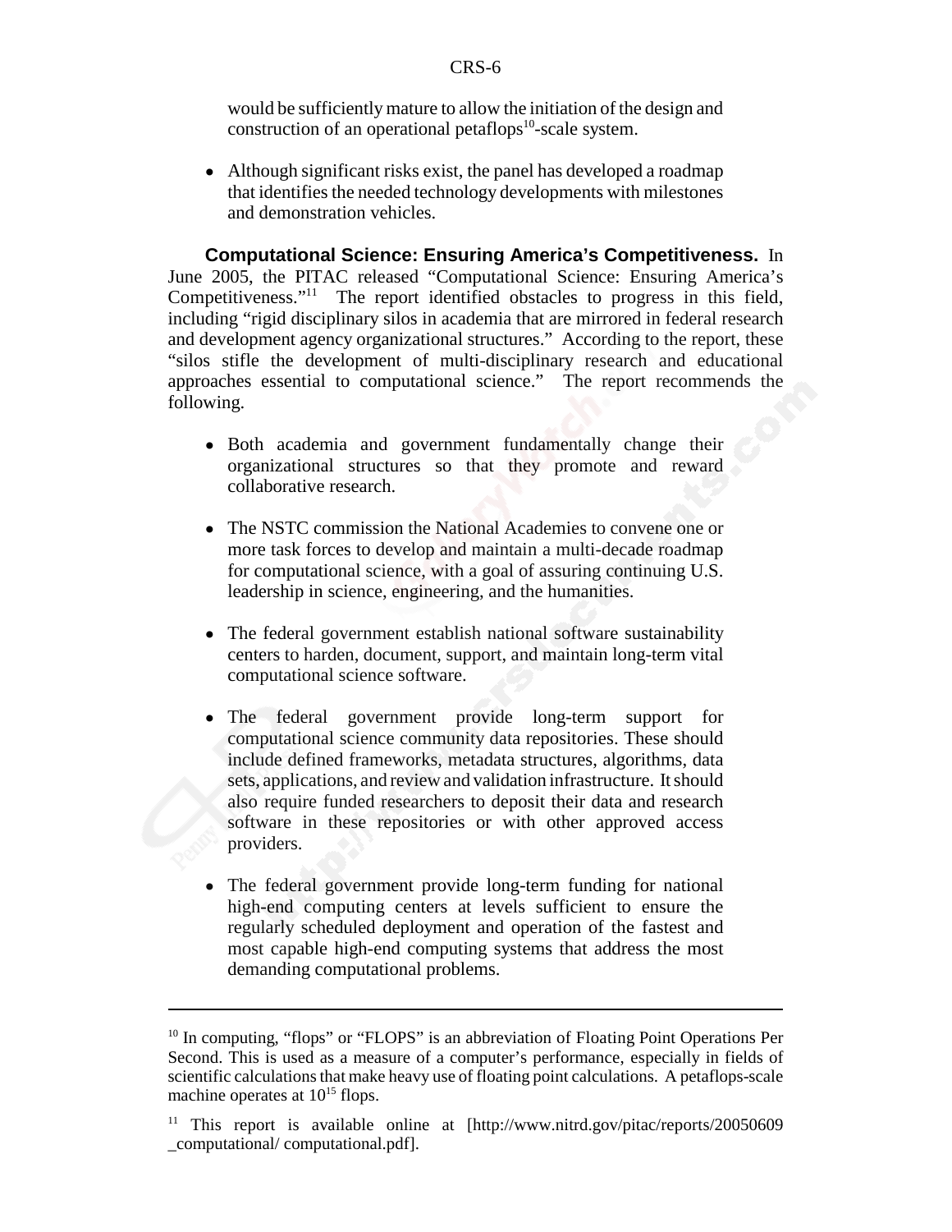would be sufficiently mature to allow the initiation of the design and construction of an operational petaflops[10]-scale system.

- Although significant risks exist, the panel has developed a roadmap that identifies the needed technology developments with milestones and demonstration vehicles.

**Computational Science: Ensuring America's Competitiveness.** In June 2005, the PITAC released "Computational Science: Ensuring America's Competitiveness."[11] The report identified obstacles to progress in this field, including "rigid disciplinary silos in academia that are mirrored in federal research and development agency organizational structures." According to the report, these "silos stifle the development of multi-disciplinary research and educational approaches essential to computational science." The report recommends the following.

- Both academia and government fundamentally change their organizational structures so that they promote and reward collaborative research.

- The NSTC commission the National Academies to convene one or more task forces to develop and maintain a multi-decade roadmap for computational science, with a goal of assuring continuing U.S. leadership in science, engineering, and the humanities.

- The federal government establish national software sustainability centers to harden, document, support, and maintain long-term vital computational science software.

- The federal government provide long-term support for computational science community data repositories. These should include defined frameworks, metadata structures, algorithms, data sets, applications, and review and validation infrastructure. It should also require funded researchers to deposit their data and research software in these repositories or with other approved access providers.

- The federal government provide long-term funding for national high-end computing centers at levels sufficient to ensure the regularly scheduled deployment and operation of the fastest and most capable high-end computing systems that address the most demanding computational problems.

---

[10] In computing, "flops" or "FLOPS" is an abbreviation of Floating Point Operations Per Second. This is used as a measure of a computer's performance, especially in fields of scientific calculations that make heavy use of floating point calculations. A petaflops-scale machine operates at $10^{15}$ flops.

[11] This report is available online at [http://www.nitrd.gov/pitac/reports/20050609_computational/ computational.pdf].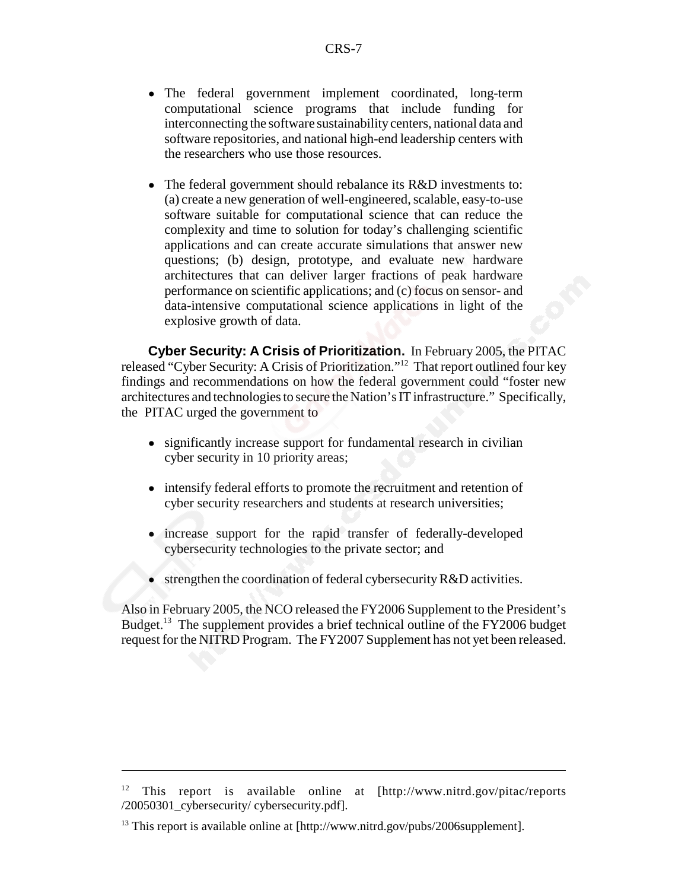- The federal government implement coordinated, long-term computational science programs that include funding for interconnecting the software sustainability centers, national data and software repositories, and national high-end leadership centers with the researchers who use those resources.

- The federal government should rebalance its R&D investments to: (a) create a new generation of well-engineered, scalable, easy-to-use software suitable for computational science that can reduce the complexity and time to solution for today's challenging scientific applications and can create accurate simulations that answer new questions; (b) design, prototype, and evaluate new hardware architectures that can deliver larger fractions of peak hardware performance on scientific applications; and (c) focus on sensor- and data-intensive computational science applications in light of the explosive growth of data.

**Cyber Security: A Crisis of Prioritization.** In February 2005, the PITAC released "Cyber Security: A Crisis of Prioritization."[12] That report outlined four key findings and recommendations on how the federal government could "foster new architectures and technologies to secure the Nation's IT infrastructure." Specifically, the PITAC urged the government to

- significantly increase support for fundamental research in civilian cyber security in 10 priority areas;

- intensify federal efforts to promote the recruitment and retention of cyber security researchers and students at research universities;

- increase support for the rapid transfer of federally-developed cybersecurity technologies to the private sector; and

- strengthen the coordination of federal cybersecurity R&D activities.

Also in February 2005, the NCO released the FY2006 Supplement to the President's Budget.[13] The supplement provides a brief technical outline of the FY2006 budget request for the NITRD Program. The FY2007 Supplement has not yet been released.

---

[12] This report is available online at [http://www.nitrd.gov/pitac/reports/20050301_cybersecurity/ cybersecurity.pdf].

[13] This report is available online at [http://www.nitrd.gov/pubs/2006supplement].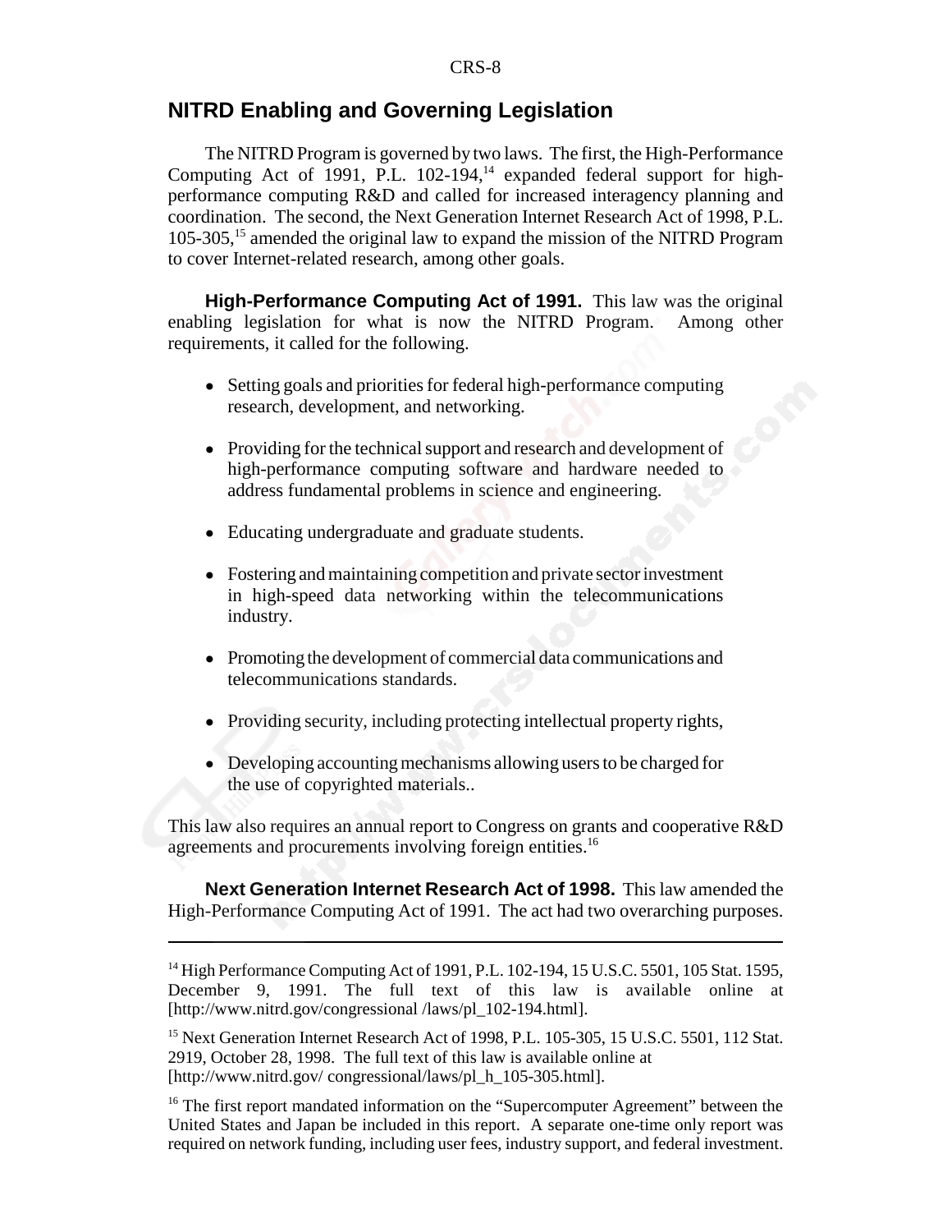## NITRD Enabling and Governing Legislation

The NITRD Program is governed by two laws. The first, the High-Performance Computing Act of 1991, P.L. 102-194,[14] expanded federal support for high-performance computing R&D and called for increased interagency planning and coordination. The second, the Next Generation Internet Research Act of 1998, P.L. 105-305,[15] amended the original law to expand the mission of the NITRD Program to cover Internet-related research, among other goals.

**High-Performance Computing Act of 1991.** This law was the original enabling legislation for what is now the NITRD Program. Among other requirements, it called for the following.

- Setting goals and priorities for federal high-performance computing research, development, and networking.
- Providing for the technical support and research and development of high-performance computing software and hardware needed to address fundamental problems in science and engineering.
- Educating undergraduate and graduate students.
- Fostering and maintaining competition and private sector investment in high-speed data networking within the telecommunications industry.
- Promoting the development of commercial data communications and telecommunications standards.
- Providing security, including protecting intellectual property rights,
- Developing accounting mechanisms allowing users to be charged for the use of copyrighted materials..

This law also requires an annual report to Congress on grants and cooperative R&D agreements and procurements involving foreign entities.[16]

**Next Generation Internet Research Act of 1998.** This law amended the High-Performance Computing Act of 1991. The act had two overarching purposes.

---

[14] High Performance Computing Act of 1991, P.L. 102-194, 15 U.S.C. 5501, 105 Stat. 1595, December 9, 1991. The full text of this law is available online at [http://www.nitrd.gov/congressional /laws/pl_102-194.html].

[15] Next Generation Internet Research Act of 1998, P.L. 105-305, 15 U.S.C. 5501, 112 Stat. 2919, October 28, 1998. The full text of this law is available online at [http://www.nitrd.gov/ congressional/laws/pl_h_105-305.html].

[16] The first report mandated information on the "Supercomputer Agreement" between the United States and Japan be included in this report. A separate one-time only report was required on network funding, including user fees, industry support, and federal investment.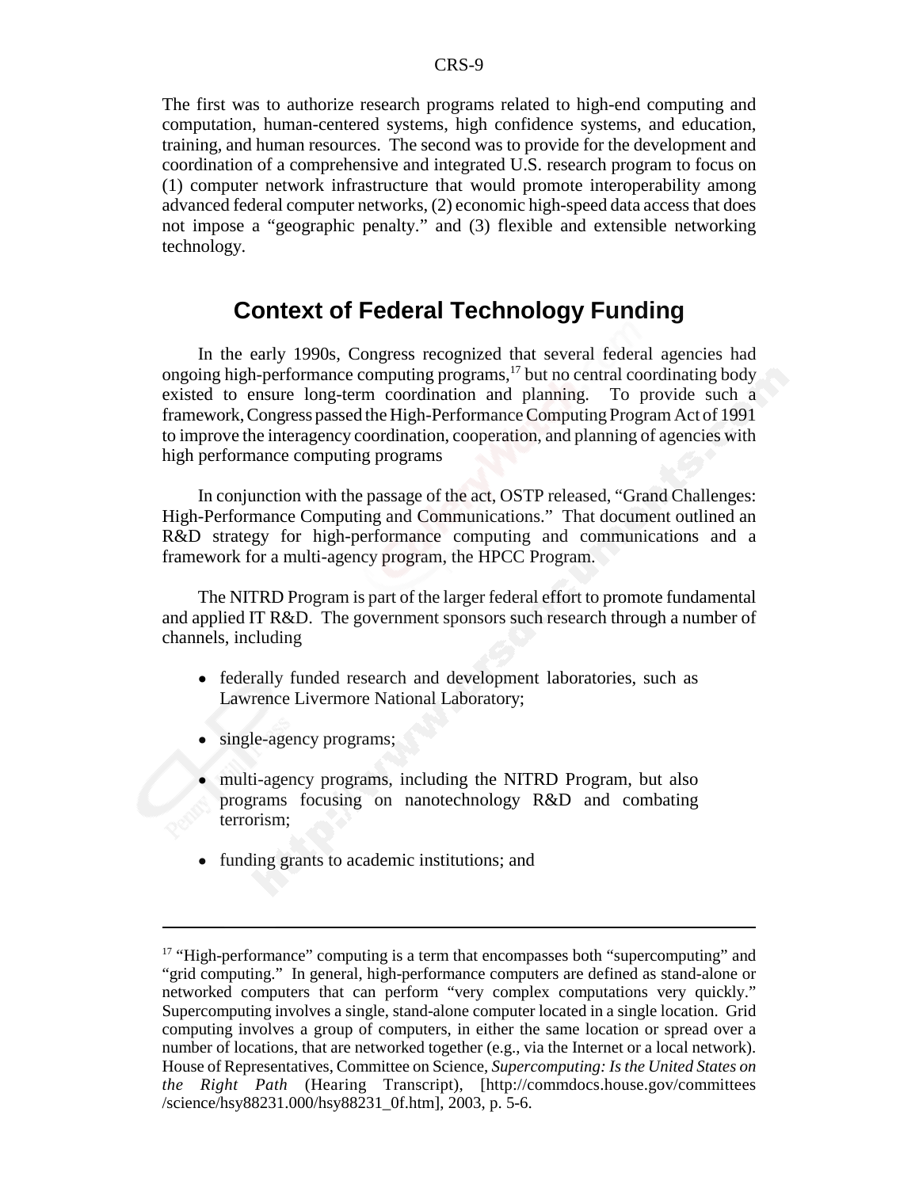The first was to authorize research programs related to high-end computing and computation, human-centered systems, high confidence systems, and education, training, and human resources. The second was to provide for the development and coordination of a comprehensive and integrated U.S. research program to focus on (1) computer network infrastructure that would promote interoperability among advanced federal computer networks, (2) economic high-speed data access that does not impose a "geographic penalty." and (3) flexible and extensible networking technology.

## Context of Federal Technology Funding

In the early 1990s, Congress recognized that several federal agencies had ongoing high-performance computing programs,[17] but no central coordinating body existed to ensure long-term coordination and planning. To provide such a framework, Congress passed the High-Performance Computing Program Act of 1991 to improve the interagency coordination, cooperation, and planning of agencies with high performance computing programs

In conjunction with the passage of the act, OSTP released, "Grand Challenges: High-Performance Computing and Communications." That document outlined an R&D strategy for high-performance computing and communications and a framework for a multi-agency program, the HPCC Program.

The NITRD Program is part of the larger federal effort to promote fundamental and applied IT R&D. The government sponsors such research through a number of channels, including

- federally funded research and development laboratories, such as Lawrence Livermore National Laboratory;
- single-agency programs;
- multi-agency programs, including the NITRD Program, but also programs focusing on nanotechnology R&D and combating terrorism;
- funding grants to academic institutions; and

---

[17] "High-performance" computing is a term that encompasses both "supercomputing" and "grid computing." In general, high-performance computers are defined as stand-alone or networked computers that can perform "very complex computations very quickly." Supercomputing involves a single, stand-alone computer located in a single location. Grid computing involves a group of computers, in either the same location or spread over a number of locations, that are networked together (e.g., via the Internet or a local network). House of Representatives, Committee on Science, *Supercomputing: Is the United States on the Right Path* (Hearing Transcript), [http://commdocs.house.gov/committees/science/hsy88231.000/hsy88231_0f.htm], 2003, p. 5-6.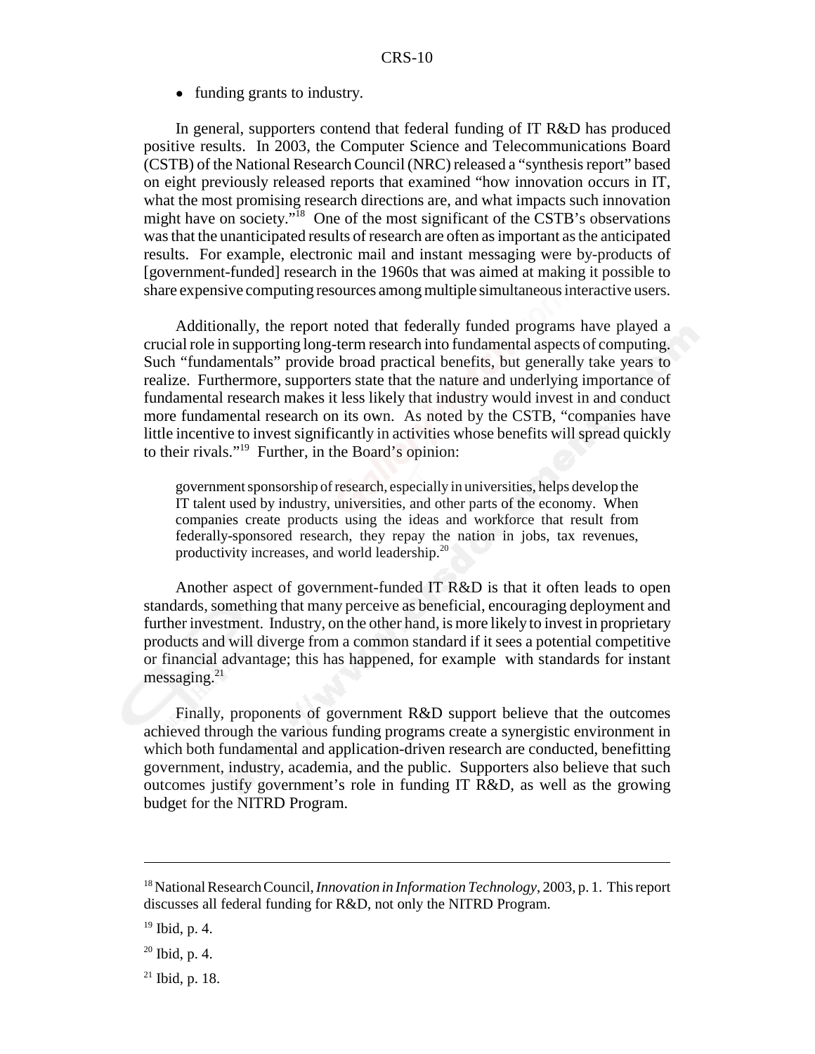- funding grants to industry.

In general, supporters contend that federal funding of IT R&D has produced positive results. In 2003, the Computer Science and Telecommunications Board (CSTB) of the National Research Council (NRC) released a "synthesis report" based on eight previously released reports that examined "how innovation occurs in IT, what the most promising research directions are, and what impacts such innovation might have on society."[18] One of the most significant of the CSTB's observations was that the unanticipated results of research are often as important as the anticipated results. For example, electronic mail and instant messaging were by-products of [government-funded] research in the 1960s that was aimed at making it possible to share expensive computing resources among multiple simultaneous interactive users.

Additionally, the report noted that federally funded programs have played a crucial role in supporting long-term research into fundamental aspects of computing. Such "fundamentals" provide broad practical benefits, but generally take years to realize. Furthermore, supporters state that the nature and underlying importance of fundamental research makes it less likely that industry would invest in and conduct more fundamental research on its own. As noted by the CSTB, "companies have little incentive to invest significantly in activities whose benefits will spread quickly to their rivals."[19] Further, in the Board's opinion:

> government sponsorship of research, especially in universities, helps develop the IT talent used by industry, universities, and other parts of the economy. When companies create products using the ideas and workforce that result from federally-sponsored research, they repay the nation in jobs, tax revenues, productivity increases, and world leadership.[20]

Another aspect of government-funded IT R&D is that it often leads to open standards, something that many perceive as beneficial, encouraging deployment and further investment. Industry, on the other hand, is more likely to invest in proprietary products and will diverge from a common standard if it sees a potential competitive or financial advantage; this has happened, for example with standards for instant messaging.[21]

Finally, proponents of government R&D support believe that the outcomes achieved through the various funding programs create a synergistic environment in which both fundamental and application-driven research are conducted, benefitting government, industry, academia, and the public. Supporters also believe that such outcomes justify government's role in funding IT R&D, as well as the growing budget for the NITRD Program.

---

[18] National Research Council, *Innovation in Information Technology*, 2003, p. 1. This report discusses all federal funding for R&D, not only the NITRD Program.

[19] Ibid, p. 4.

[20] Ibid, p. 4.

[21] Ibid, p. 18.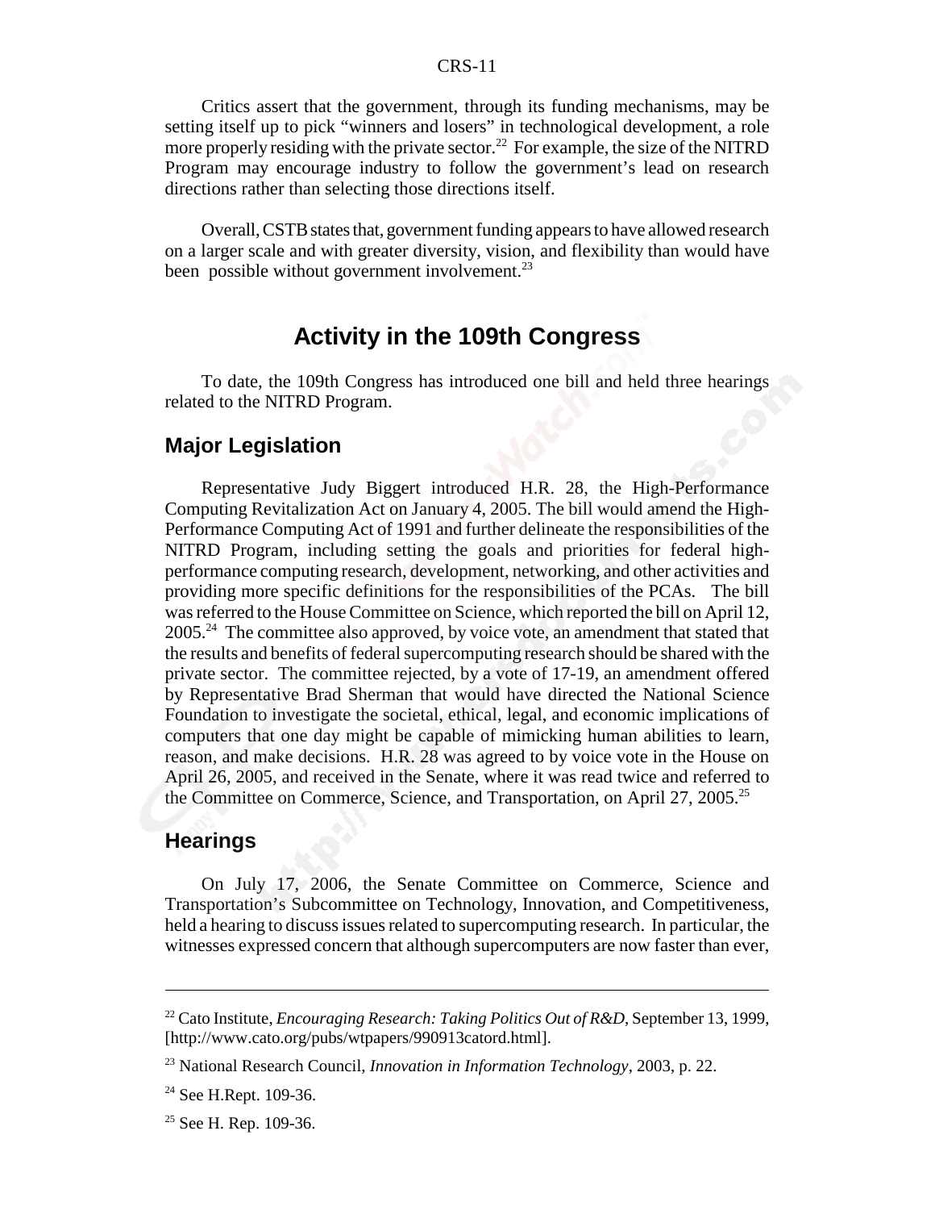Critics assert that the government, through its funding mechanisms, may be setting itself up to pick "winners and losers" in technological development, a role more properly residing with the private sector.[22] For example, the size of the NITRD Program may encourage industry to follow the government's lead on research directions rather than selecting those directions itself.

Overall, CSTB states that, government funding appears to have allowed research on a larger scale and with greater diversity, vision, and flexibility than would have been possible without government involvement.[23]

# Activity in the 109th Congress

To date, the 109th Congress has introduced one bill and held three hearings related to the NITRD Program.

## Major Legislation

Representative Judy Biggert introduced H.R. 28, the High-Performance Computing Revitalization Act on January 4, 2005. The bill would amend the High-Performance Computing Act of 1991 and further delineate the responsibilities of the NITRD Program, including setting the goals and priorities for federal high-performance computing research, development, networking, and other activities and providing more specific definitions for the responsibilities of the PCAs. The bill was referred to the House Committee on Science, which reported the bill on April 12, 2005.[24] The committee also approved, by voice vote, an amendment that stated that the results and benefits of federal supercomputing research should be shared with the private sector. The committee rejected, by a vote of 17-19, an amendment offered by Representative Brad Sherman that would have directed the National Science Foundation to investigate the societal, ethical, legal, and economic implications of computers that one day might be capable of mimicking human abilities to learn, reason, and make decisions. H.R. 28 was agreed to by voice vote in the House on April 26, 2005, and received in the Senate, where it was read twice and referred to the Committee on Commerce, Science, and Transportation, on April 27, 2005.[25]

## Hearings

On July 17, 2006, the Senate Committee on Commerce, Science and Transportation's Subcommittee on Technology, Innovation, and Competitiveness, held a hearing to discuss issues related to supercomputing research. In particular, the witnesses expressed concern that although supercomputers are now faster than ever,

---

[22] Cato Institute, *Encouraging Research: Taking Politics Out of R&D*, September 13, 1999, [http://www.cato.org/pubs/wtpapers/990913catord.html].

[23] National Research Council, *Innovation in Information Technology*, 2003, p. 22.

[24] See H.Rept. 109-36.

[25] See H. Rep. 109-36.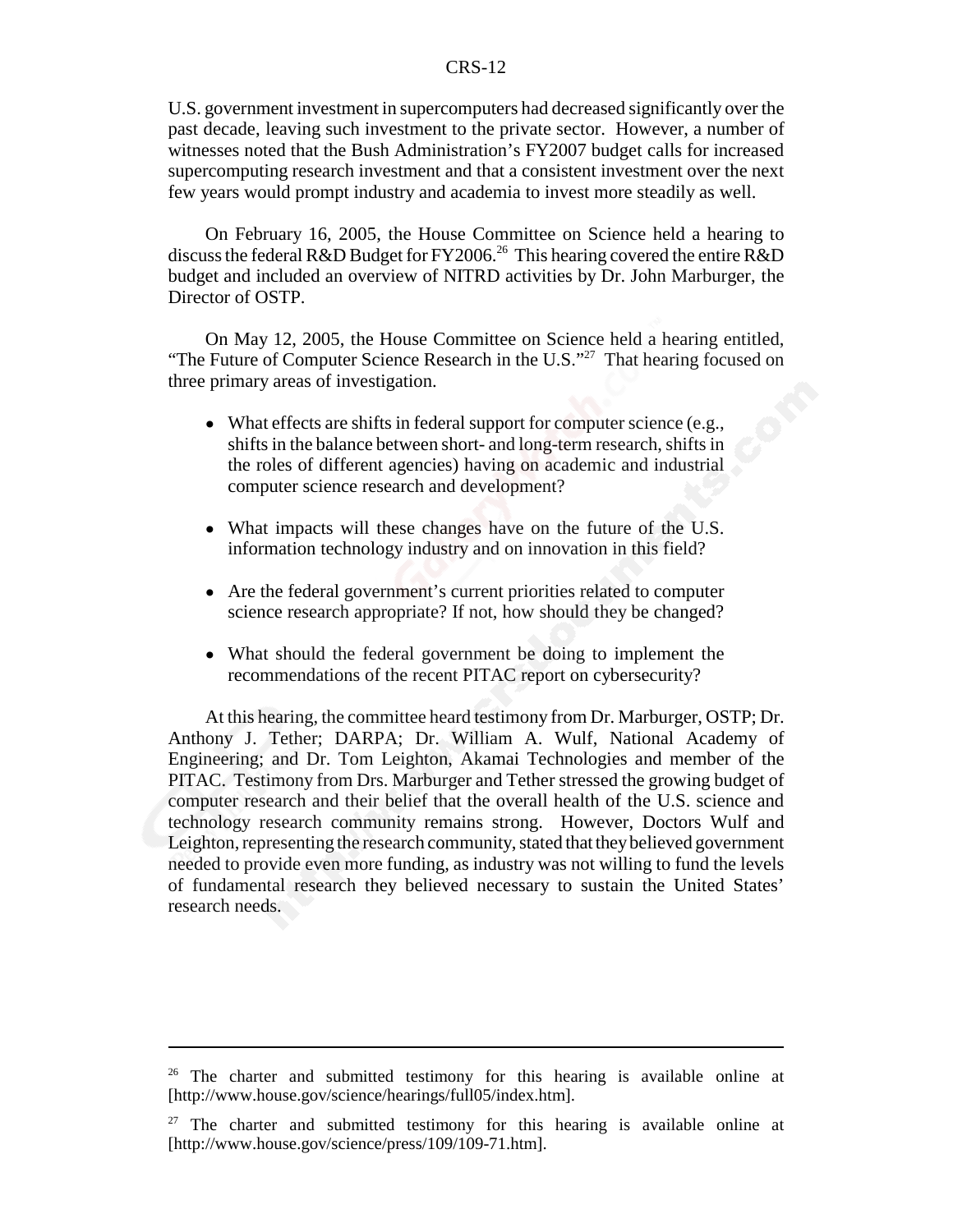U.S. government investment in supercomputers had decreased significantly over the past decade, leaving such investment to the private sector. However, a number of witnesses noted that the Bush Administration's FY2007 budget calls for increased supercomputing research investment and that a consistent investment over the next few years would prompt industry and academia to invest more steadily as well.

On February 16, 2005, the House Committee on Science held a hearing to discuss the federal R&D Budget for FY2006.[26] This hearing covered the entire R&D budget and included an overview of NITRD activities by Dr. John Marburger, the Director of OSTP.

On May 12, 2005, the House Committee on Science held a hearing entitled, "The Future of Computer Science Research in the U.S."[27] That hearing focused on three primary areas of investigation.

- What effects are shifts in federal support for computer science (e.g., shifts in the balance between short- and long-term research, shifts in the roles of different agencies) having on academic and industrial computer science research and development?
- What impacts will these changes have on the future of the U.S. information technology industry and on innovation in this field?
- Are the federal government's current priorities related to computer science research appropriate? If not, how should they be changed?
- What should the federal government be doing to implement the recommendations of the recent PITAC report on cybersecurity?

At this hearing, the committee heard testimony from Dr. Marburger, OSTP; Dr. Anthony J. Tether; DARPA; Dr. William A. Wulf, National Academy of Engineering; and Dr. Tom Leighton, Akamai Technologies and member of the PITAC. Testimony from Drs. Marburger and Tether stressed the growing budget of computer research and their belief that the overall health of the U.S. science and technology research community remains strong. However, Doctors Wulf and Leighton, representing the research community, stated that they believed government needed to provide even more funding, as industry was not willing to fund the levels of fundamental research they believed necessary to sustain the United States' research needs.

---

[26] The charter and submitted testimony for this hearing is available online at [http://www.house.gov/science/hearings/full05/index.htm].

[27] The charter and submitted testimony for this hearing is available online at [http://www.house.gov/science/press/109/109-71.htm].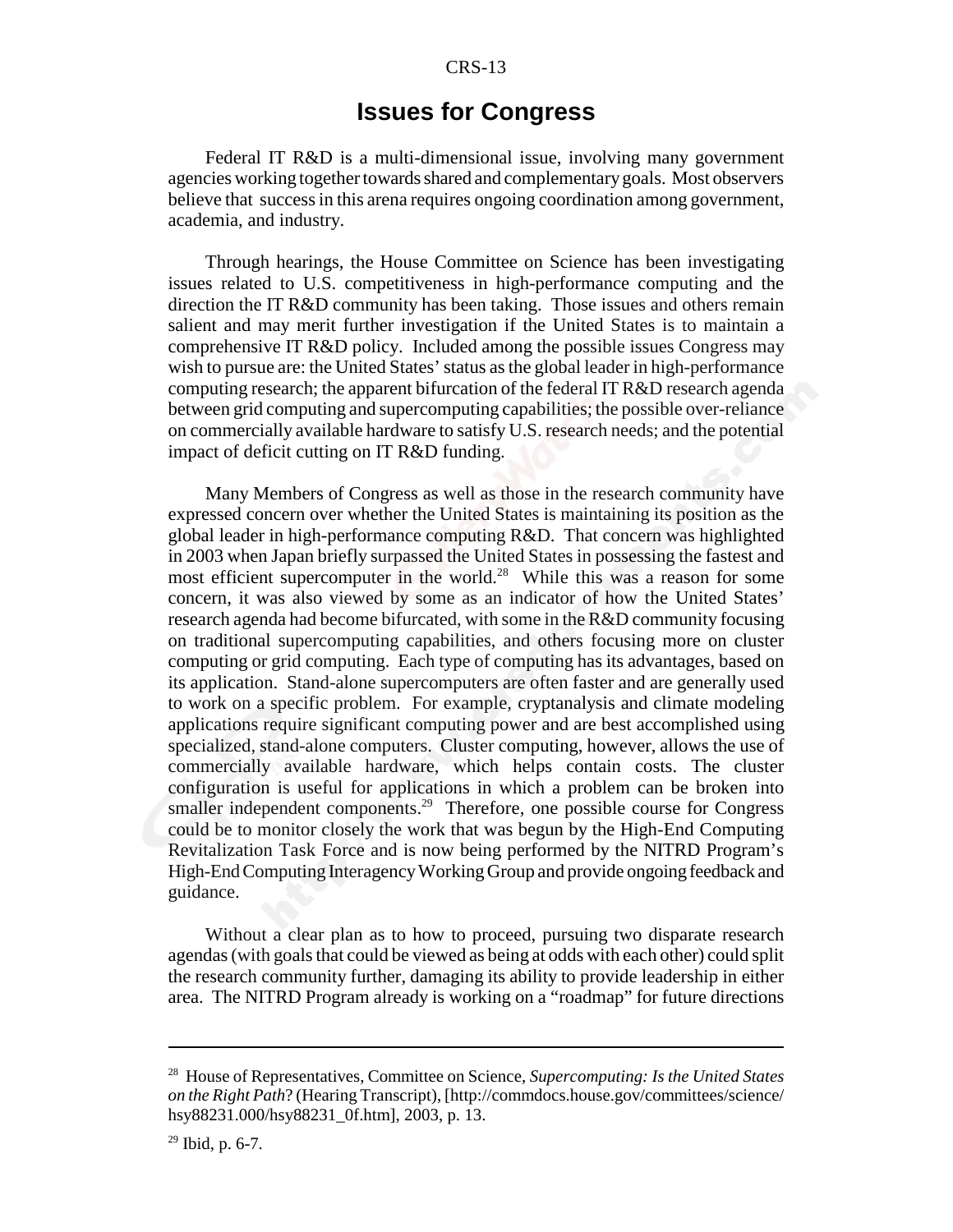# Issues for Congress

Federal IT R&D is a multi-dimensional issue, involving many government agencies working together towards shared and complementary goals. Most observers believe that success in this arena requires ongoing coordination among government, academia, and industry.

Through hearings, the House Committee on Science has been investigating issues related to U.S. competitiveness in high-performance computing and the direction the IT R&D community has been taking. Those issues and others remain salient and may merit further investigation if the United States is to maintain a comprehensive IT R&D policy. Included among the possible issues Congress may wish to pursue are: the United States' status as the global leader in high-performance computing research; the apparent bifurcation of the federal IT R&D research agenda between grid computing and supercomputing capabilities; the possible over-reliance on commercially available hardware to satisfy U.S. research needs; and the potential impact of deficit cutting on IT R&D funding.

Many Members of Congress as well as those in the research community have expressed concern over whether the United States is maintaining its position as the global leader in high-performance computing R&D. That concern was highlighted in 2003 when Japan briefly surpassed the United States in possessing the fastest and most efficient supercomputer in the world.[28] While this was a reason for some concern, it was also viewed by some as an indicator of how the United States' research agenda had become bifurcated, with some in the R&D community focusing on traditional supercomputing capabilities, and others focusing more on cluster computing or grid computing. Each type of computing has its advantages, based on its application. Stand-alone supercomputers are often faster and are generally used to work on a specific problem. For example, cryptanalysis and climate modeling applications require significant computing power and are best accomplished using specialized, stand-alone computers. Cluster computing, however, allows the use of commercially available hardware, which helps contain costs. The cluster configuration is useful for applications in which a problem can be broken into smaller independent components.[29] Therefore, one possible course for Congress could be to monitor closely the work that was begun by the High-End Computing Revitalization Task Force and is now being performed by the NITRD Program's High-End Computing Interagency Working Group and provide ongoing feedback and guidance.

Without a clear plan as to how to proceed, pursuing two disparate research agendas (with goals that could be viewed as being at odds with each other) could split the research community further, damaging its ability to provide leadership in either area. The NITRD Program already is working on a "roadmap" for future directions

---

[28] House of Representatives, Committee on Science, *Supercomputing: Is the United States on the Right Path*? (Hearing Transcript), [http://commdocs.house.gov/committees/science/hsy88231.000/hsy88231_0f.htm], 2003, p. 13.

[29] Ibid, p. 6-7.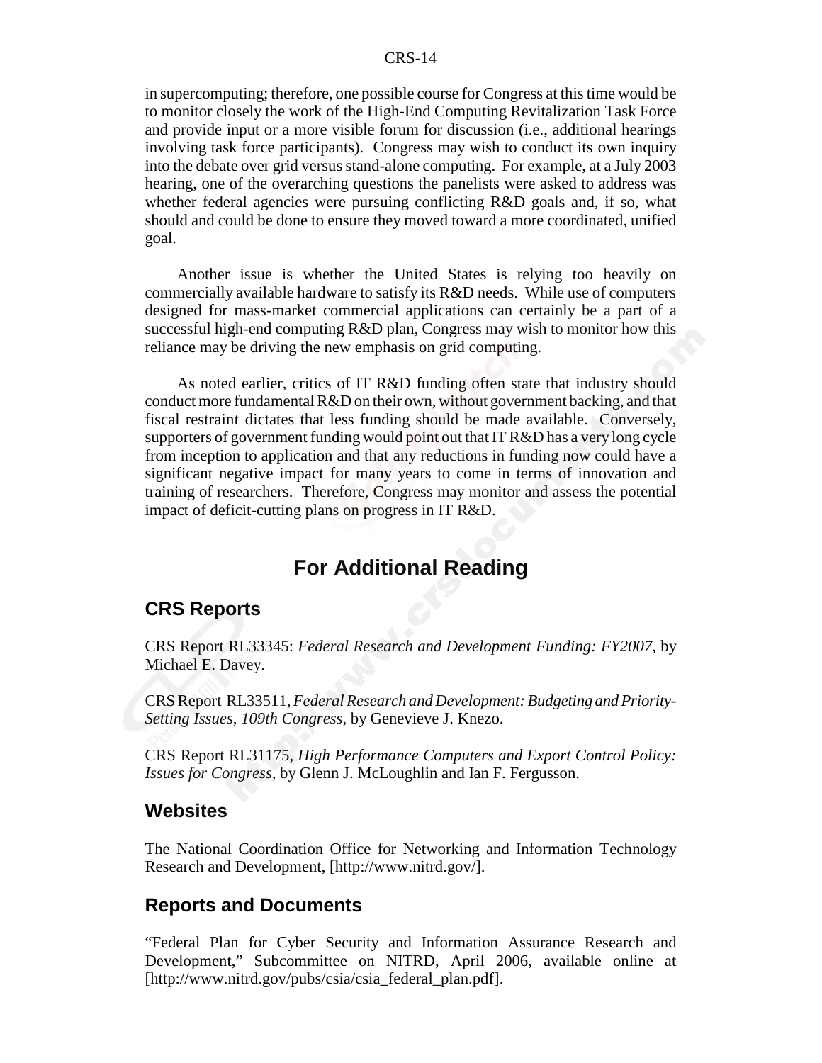in supercomputing; therefore, one possible course for Congress at this time would be to monitor closely the work of the High-End Computing Revitalization Task Force and provide input or a more visible forum for discussion (i.e., additional hearings involving task force participants). Congress may wish to conduct its own inquiry into the debate over grid versus stand-alone computing. For example, at a July 2003 hearing, one of the overarching questions the panelists were asked to address was whether federal agencies were pursuing conflicting R&D goals and, if so, what should and could be done to ensure they moved toward a more coordinated, unified goal.

Another issue is whether the United States is relying too heavily on commercially available hardware to satisfy its R&D needs. While use of computers designed for mass-market commercial applications can certainly be a part of a successful high-end computing R&D plan, Congress may wish to monitor how this reliance may be driving the new emphasis on grid computing.

As noted earlier, critics of IT R&D funding often state that industry should conduct more fundamental R&D on their own, without government backing, and that fiscal restraint dictates that less funding should be made available. Conversely, supporters of government funding would point out that IT R&D has a very long cycle from inception to application and that any reductions in funding now could have a significant negative impact for many years to come in terms of innovation and training of researchers. Therefore, Congress may monitor and assess the potential impact of deficit-cutting plans on progress in IT R&D.

# For Additional Reading

## CRS Reports

CRS Report RL33345: *Federal Research and Development Funding: FY2007*, by Michael E. Davey.

CRS Report RL33511, *Federal Research and Development: Budgeting and Priority-Setting Issues, 109th Congress*, by Genevieve J. Knezo.

CRS Report RL31175, *High Performance Computers and Export Control Policy: Issues for Congress*, by Glenn J. McLoughlin and Ian F. Fergusson.

## Websites

The National Coordination Office for Networking and Information Technology Research and Development, [http://www.nitrd.gov/].

## Reports and Documents

"Federal Plan for Cyber Security and Information Assurance Research and Development," Subcommittee on NITRD, April 2006, available online at [http://www.nitrd.gov/pubs/csia/csia_federal_plan.pdf].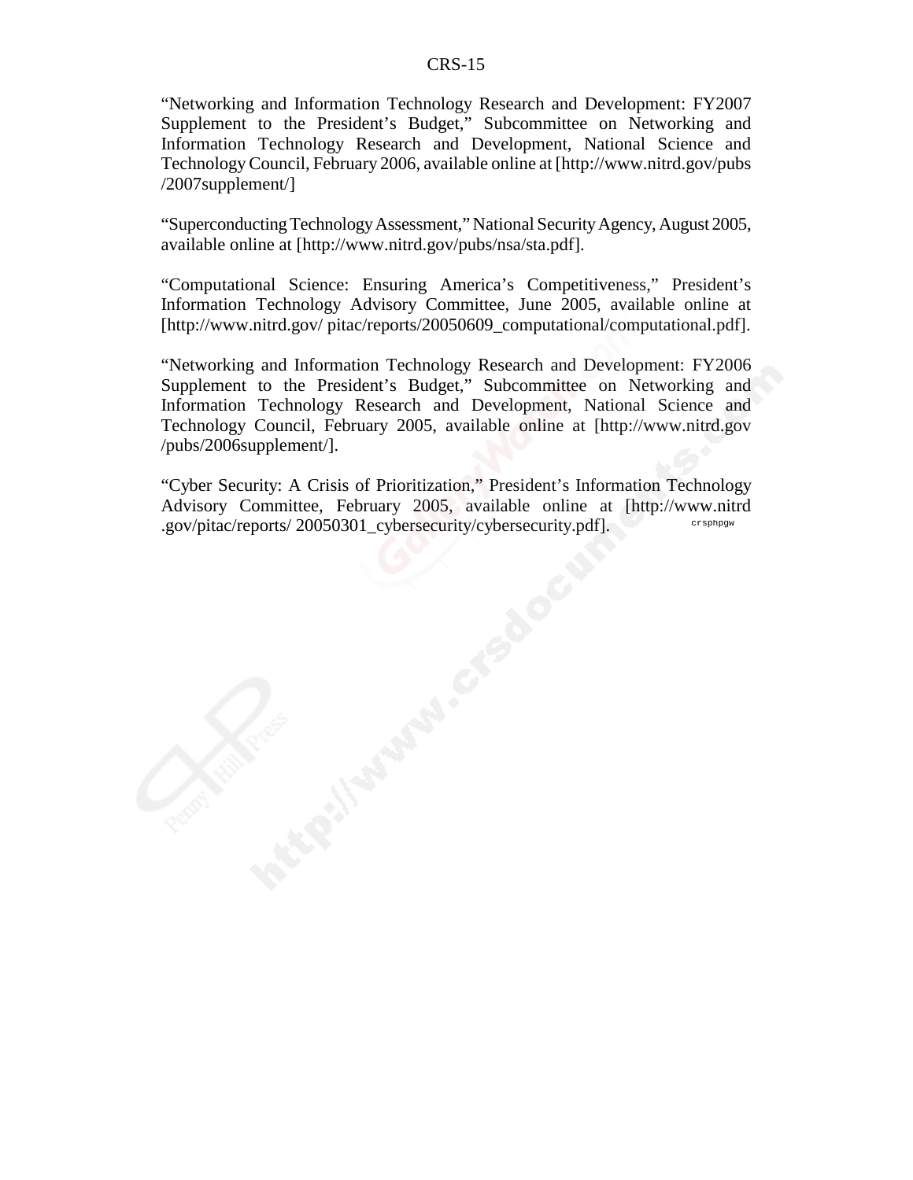"Networking and Information Technology Research and Development: FY2007 Supplement to the President's Budget," Subcommittee on Networking and Information Technology Research and Development, National Science and Technology Council, February 2006, available online at [http://www.nitrd.gov/pubs/2007supplement/]

"Superconducting Technology Assessment," National Security Agency, August 2005, available online at [http://www.nitrd.gov/pubs/nsa/sta.pdf].

"Computational Science: Ensuring America's Competitiveness," President's Information Technology Advisory Committee, June 2005, available online at [http://www.nitrd.gov/ pitac/reports/20050609_computational/computational.pdf].

"Networking and Information Technology Research and Development: FY2006 Supplement to the President's Budget," Subcommittee on Networking and Information Technology Research and Development, National Science and Technology Council, February 2005, available online at [http://www.nitrd.gov/pubs/2006supplement/].

"Cyber Security: A Crisis of Prioritization," President's Information Technology Advisory Committee, February 2005, available online at [http://www.nitrd.gov/pitac/reports/ 20050301_cybersecurity/cybersecurity.pdf].